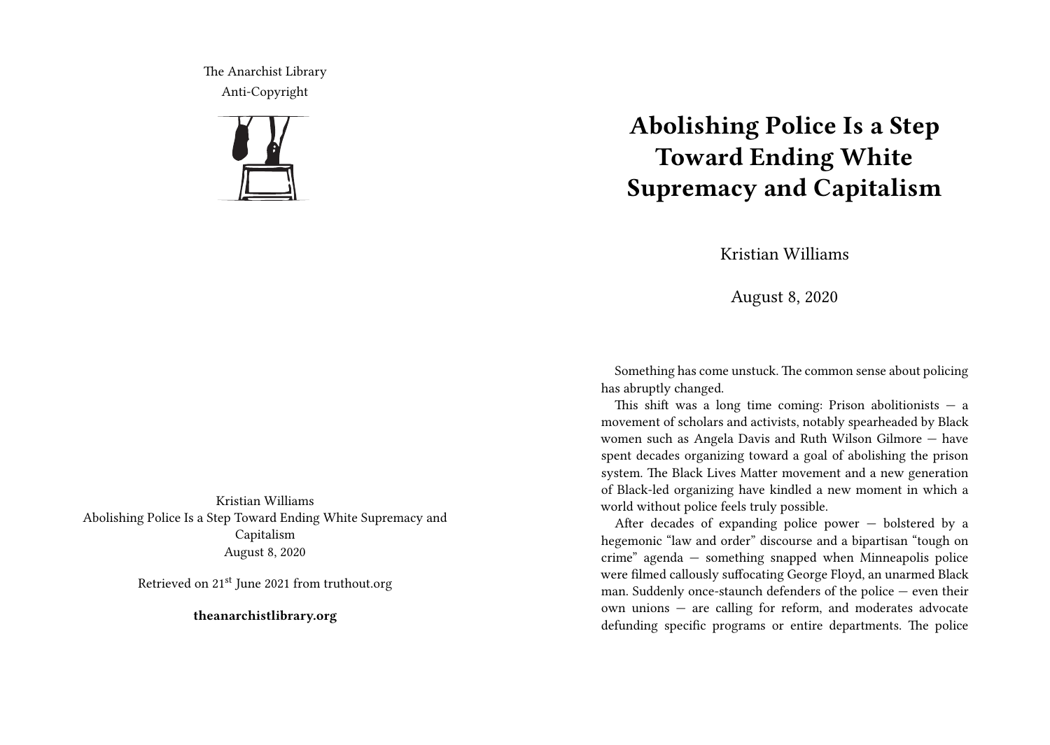The Anarchist Library
Anti-Copyright

Kristian Williams
Abolishing Police Is a Step Toward Ending White Supremacy and Capitalism
August 8, 2020

Retrieved on 21st June 2021 from truthout.org

**theanarchistlibrary.org**

# Abolishing Police Is a Step Toward Ending White Supremacy and Capitalism

Kristian Williams

August 8, 2020

Something has come unstuck. The common sense about policing has abruptly changed.

This shift was a long time coming: Prison abolitionists — a movement of scholars and activists, notably spearheaded by Black women such as Angela Davis and Ruth Wilson Gilmore — have spent decades organizing toward a goal of abolishing the prison system. The Black Lives Matter movement and a new generation of Black-led organizing have kindled a new moment in which a world without police feels truly possible.

After decades of expanding police power — bolstered by a hegemonic "law and order" discourse and a bipartisan "tough on crime" agenda — something snapped when Minneapolis police were filmed callously suffocating George Floyd, an unarmed Black man. Suddenly once-staunch defenders of the police — even their own unions — are calling for reform, and moderates advocate defunding specific programs or entire departments. The police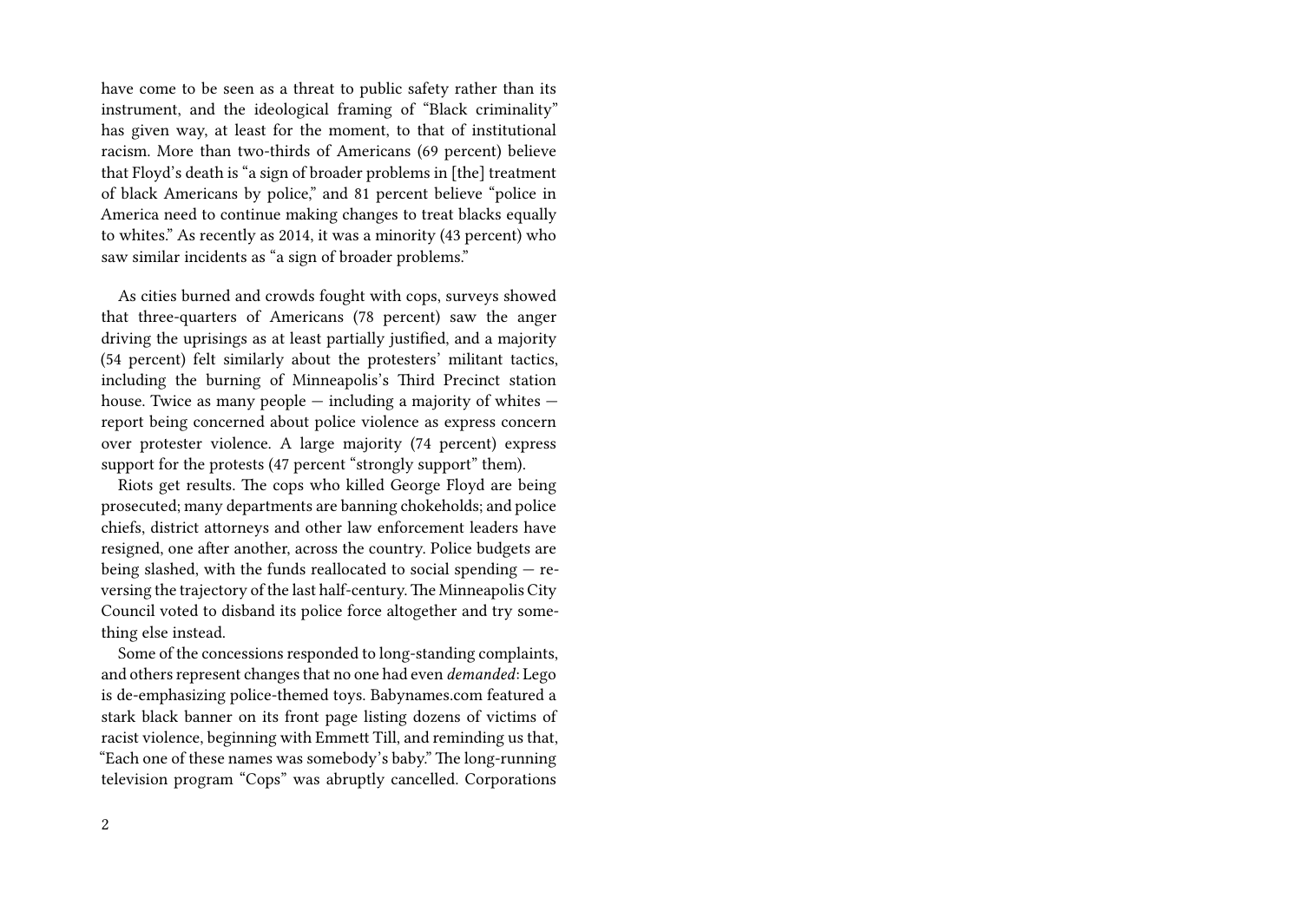have come to be seen as a threat to public safety rather than its instrument, and the ideological framing of "Black criminality" has given way, at least for the moment, to that of institutional racism. More than two-thirds of Americans (69 percent) believe that Floyd's death is "a sign of broader problems in [the] treatment of black Americans by police," and 81 percent believe "police in America need to continue making changes to treat blacks equally to whites." As recently as 2014, it was a minority (43 percent) who saw similar incidents as "a sign of broader problems."

As cities burned and crowds fought with cops, surveys showed that three-quarters of Americans (78 percent) saw the anger driving the uprisings as at least partially justified, and a majority (54 percent) felt similarly about the protesters' militant tactics, including the burning of Minneapolis's Third Precinct station house. Twice as many people — including a majority of whites — report being concerned about police violence as express concern over protester violence. A large majority (74 percent) express support for the protests (47 percent "strongly support" them).

Riots get results. The cops who killed George Floyd are being prosecuted; many departments are banning chokeholds; and police chiefs, district attorneys and other law enforcement leaders have resigned, one after another, across the country. Police budgets are being slashed, with the funds reallocated to social spending — reversing the trajectory of the last half-century. The Minneapolis City Council voted to disband its police force altogether and try something else instead.

Some of the concessions responded to long-standing complaints, and others represent changes that no one had even *demanded*: Lego is de-emphasizing police-themed toys. Babynames.com featured a stark black banner on its front page listing dozens of victims of racist violence, beginning with Emmett Till, and reminding us that, "Each one of these names was somebody's baby." The long-running television program "Cops" was abruptly cancelled. Corporations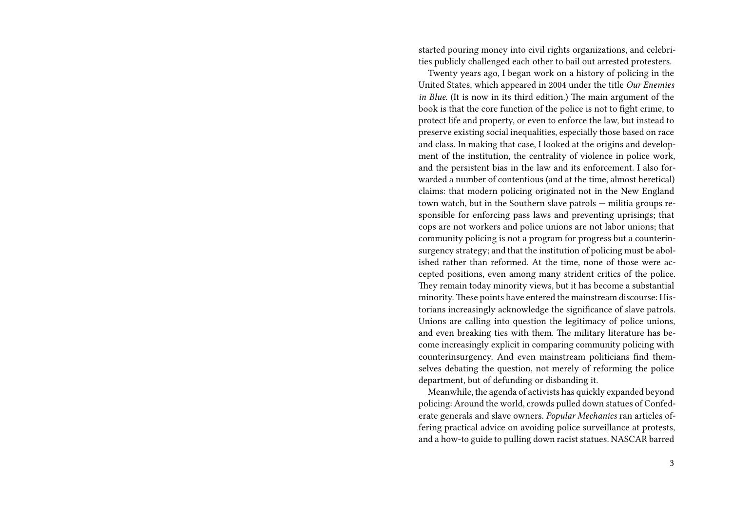started pouring money into civil rights organizations, and celebrities publicly challenged each other to bail out arrested protesters.

Twenty years ago, I began work on a history of policing in the United States, which appeared in 2004 under the title *Our Enemies in Blue*. (It is now in its third edition.) The main argument of the book is that the core function of the police is not to fight crime, to protect life and property, or even to enforce the law, but instead to preserve existing social inequalities, especially those based on race and class. In making that case, I looked at the origins and development of the institution, the centrality of violence in police work, and the persistent bias in the law and its enforcement. I also forwarded a number of contentious (and at the time, almost heretical) claims: that modern policing originated not in the New England town watch, but in the Southern slave patrols — militia groups responsible for enforcing pass laws and preventing uprisings; that cops are not workers and police unions are not labor unions; that community policing is not a program for progress but a counterinsurgency strategy; and that the institution of policing must be abolished rather than reformed. At the time, none of those were accepted positions, even among many strident critics of the police. They remain today minority views, but it has become a substantial minority. These points have entered the mainstream discourse: Historians increasingly acknowledge the significance of slave patrols. Unions are calling into question the legitimacy of police unions, and even breaking ties with them. The military literature has become increasingly explicit in comparing community policing with counterinsurgency. And even mainstream politicians find themselves debating the question, not merely of reforming the police department, but of defunding or disbanding it.

Meanwhile, the agenda of activists has quickly expanded beyond policing: Around the world, crowds pulled down statues of Confederate generals and slave owners. *Popular Mechanics* ran articles offering practical advice on avoiding police surveillance at protests, and a how-to guide to pulling down racist statues. NASCAR barred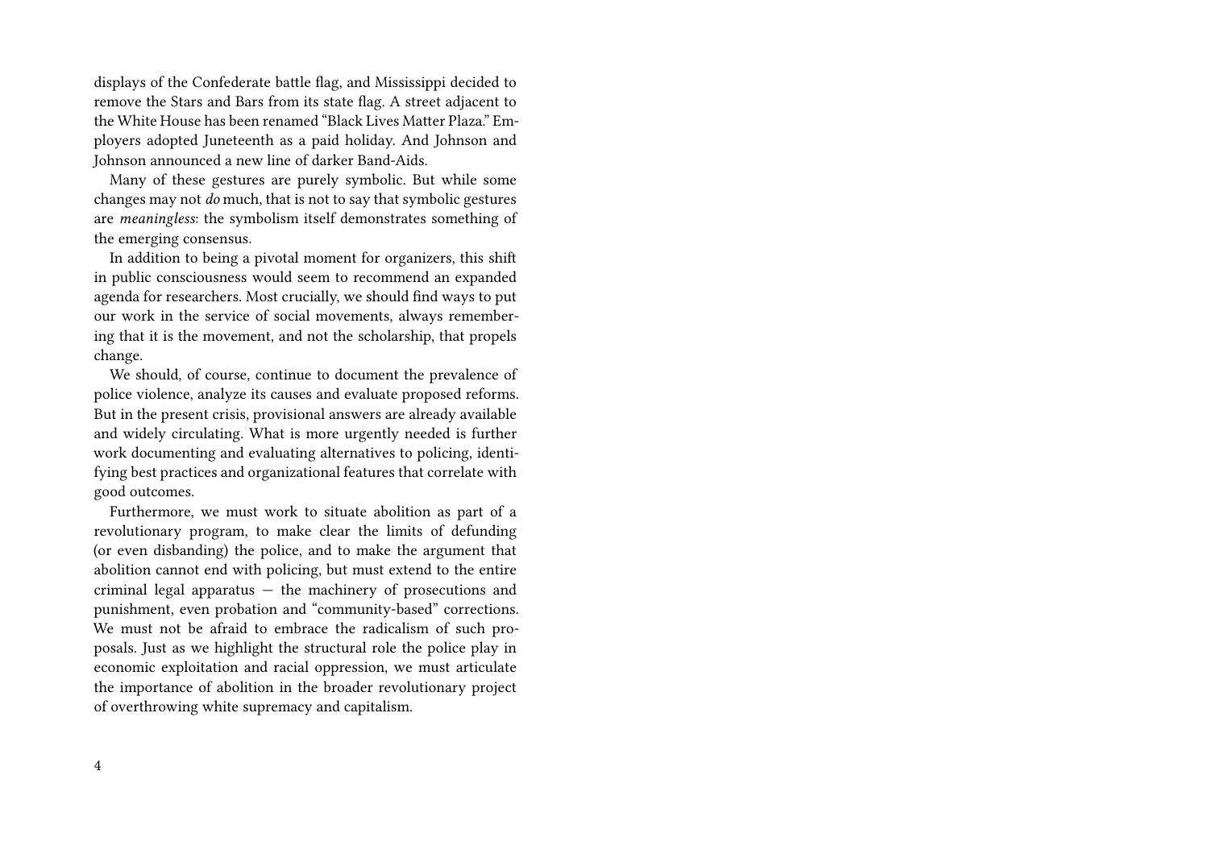displays of the Confederate battle flag, and Mississippi decided to remove the Stars and Bars from its state flag. A street adjacent to the White House has been renamed "Black Lives Matter Plaza." Employers adopted Juneteenth as a paid holiday. And Johnson and Johnson announced a new line of darker Band-Aids.

Many of these gestures are purely symbolic. But while some changes may not *do* much, that is not to say that symbolic gestures are *meaningless*: the symbolism itself demonstrates something of the emerging consensus.

In addition to being a pivotal moment for organizers, this shift in public consciousness would seem to recommend an expanded agenda for researchers. Most crucially, we should find ways to put our work in the service of social movements, always remembering that it is the movement, and not the scholarship, that propels change.

We should, of course, continue to document the prevalence of police violence, analyze its causes and evaluate proposed reforms. But in the present crisis, provisional answers are already available and widely circulating. What is more urgently needed is further work documenting and evaluating alternatives to policing, identifying best practices and organizational features that correlate with good outcomes.

Furthermore, we must work to situate abolition as part of a revolutionary program, to make clear the limits of defunding (or even disbanding) the police, and to make the argument that abolition cannot end with policing, but must extend to the entire criminal legal apparatus — the machinery of prosecutions and punishment, even probation and "community-based" corrections. We must not be afraid to embrace the radicalism of such proposals. Just as we highlight the structural role the police play in economic exploitation and racial oppression, we must articulate the importance of abolition in the broader revolutionary project of overthrowing white supremacy and capitalism.